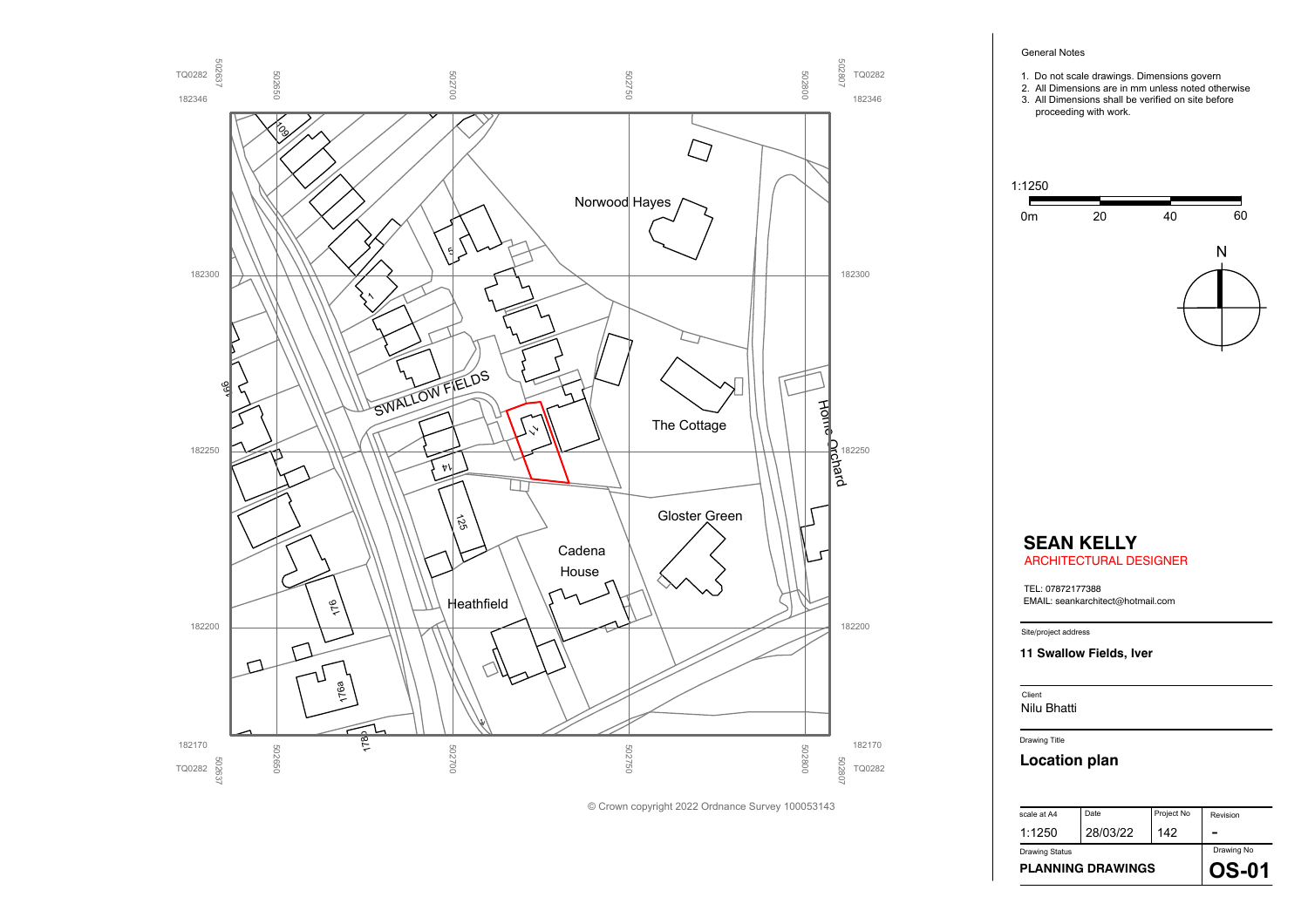TQ0282 502637 502650 502700 502750 502800 502807 TQ0282

182346 182346

Norwood Hayes

182300 182300

SWALLOW FIELDS

The Cottage

Home Orchard

182250 182250

Gloster Green

Cadena House

Heathfield

182200 182200

182170 182170

TQ0282 502637 502650 502700 502750 502800 502807 TQ0282

© Crown copyright 2022 Ordnance Survey 100053143

General Notes

1. Do not scale drawings. Dimensions govern
2. All Dimensions are in mm unless noted otherwise
3. All Dimensions shall be verified on site before proceeding with work.

1:1250

0m 20 40 60

N

# SEAN KELLY

ARCHITECTURAL DESIGNER

TEL: 07872177388
EMAIL: seankarchitect@hotmail.com

Site/project address

**11 Swallow Fields, Iver**

Client

Nilu Bhatti

Drawing Title

**Location plan**

| scale at A4 | Date | Project No | Revision |
|---|---|---|---|
| 1:1250 | 28/03/22 | 142 | - |
| Drawing Status | | | Drawing No |
| **PLANNING DRAWINGS** | | | **OS-01** |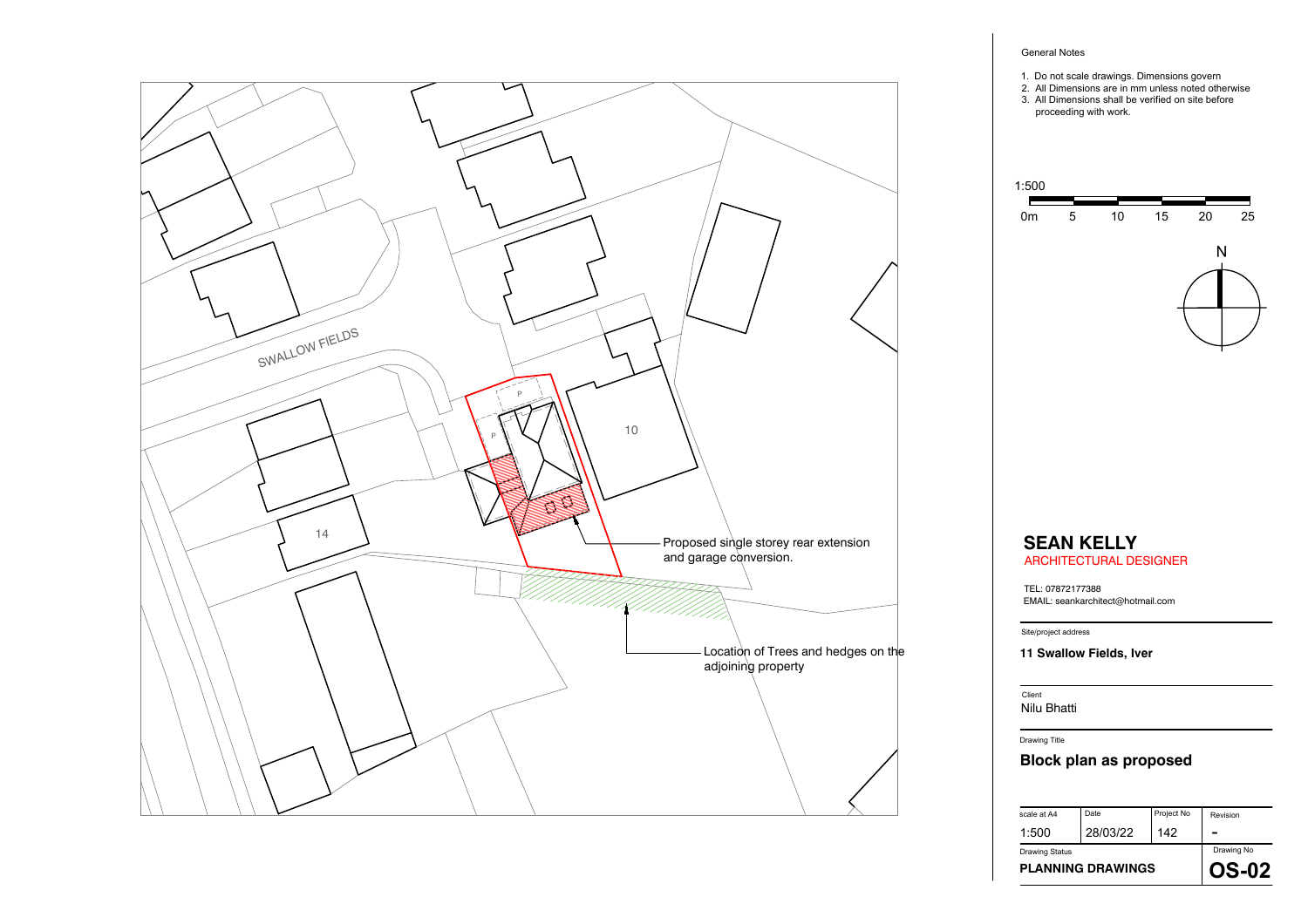SWALLOW FIELDS

14

10

P

P

Proposed single storey rear extension and garage conversion.

Location of Trees and hedges on the adjoining property

General Notes

1. Do not scale drawings. Dimensions govern
2. All Dimensions are in mm unless noted otherwise
3. All Dimensions shall be verified on site before proceeding with work.

1:500

0m 5 10 15 20 25

N

## SEAN KELLY
ARCHITECTURAL DESIGNER

TEL: 07872177388
EMAIL: seankarchitect@hotmail.com

Site/project address

**11 Swallow Fields, Iver**

Client

Nilu Bhatti

Drawing Title

**Block plan as proposed**

| scale at A4 | Date | Project No | Revision |
| --- | --- | --- | --- |
| 1:500 | 28/03/22 | 142 | - |
| Drawing Status | | | Drawing No |
| **PLANNING DRAWINGS** | | | **OS-02** |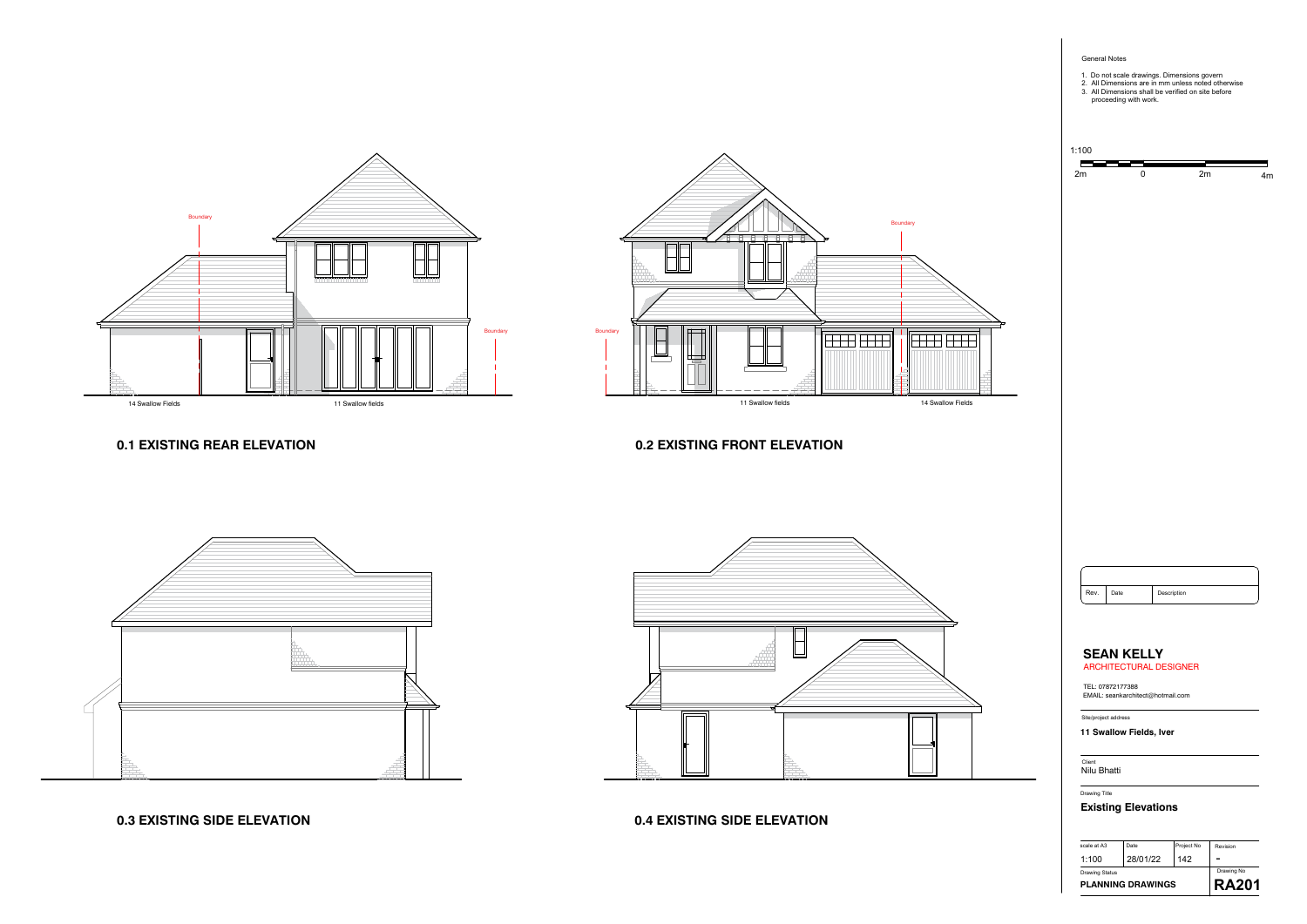Boundary

Boundary

14 Swallow Fields

11 Swallow fields

## 0.1 EXISTING REAR ELEVATION

Boundary

Boundary

11 Swallow fields

14 Swallow Fields

## 0.2 EXISTING FRONT ELEVATION

## 0.3 EXISTING SIDE ELEVATION

## 0.4 EXISTING SIDE ELEVATION

General Notes

1. Do not scale drawings. Dimensions govern
2. All Dimensions are in mm unless noted otherwise
3. All Dimensions shall be verified on site before proceeding with work.

1:100

2m 0 2m 4m

| Rev. | Date | Description |
|---|---|---|

**SEAN KELLY**
ARCHITECTURAL DESIGNER

TEL: 07872177388
EMAIL: seankarchitect@hotmail.com

Site/project address

**11 Swallow Fields, Iver**

Client
Nilu Bhatti

Drawing Title

**Existing Elevations**

| scale at A3 | Date | Project No | Revision |
|---|---|---|---|
| 1:100 | 28/01/22 | 142 | - |
| Drawing Status | | | Drawing No |
| **PLANNING DRAWINGS** | | | **RA201** |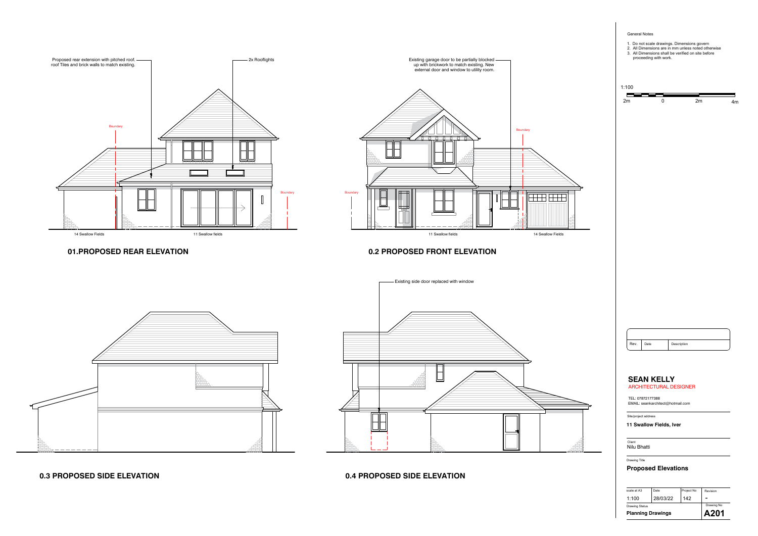Proposed rear extension with pitched roof. roof Tiles and brick walls to match existing.

2x Rooflights

Boundary

Boundary

14 Swallow Fields

11 Swallow fields

## 01.PROPOSED REAR ELEVATION

Existing garage door to be partially blocked up with brickwork to match existing. New external door and window to utility room.

Boundary

Boundary

11 Swallow fields

14 Swallow Fields

## 0.2 PROPOSED FRONT ELEVATION

## 0.3 PROPOSED SIDE ELEVATION

Existing side door replaced with window

## 0.4 PROPOSED SIDE ELEVATION

General Notes

1. Do not scale drawings. Dimensions govern
2. All Dimensions are in mm unless noted otherwise
3. All Dimensions shall be verified on site before proceeding with work.

1:100

2m 0 2m 4m

| Rev. | Date | Description |
|---|---|---|

**SEAN KELLY**
ARCHITECTURAL DESIGNER

TEL: 07872177388
EMAIL: seankarchitect@hotmail.com

Site/project address

**11 Swallow Fields, Iver**

Client
Nilu Bhatti

Drawing Title

**Proposed Elevations**

| scale at A3 | Date | Project No | Revision |
|---|---|---|---|
| 1:100 | 28/03/22 | 142 | - |
| Drawing Status | | | Drawing No |
| **Planning Drawings** | | | **A201** |